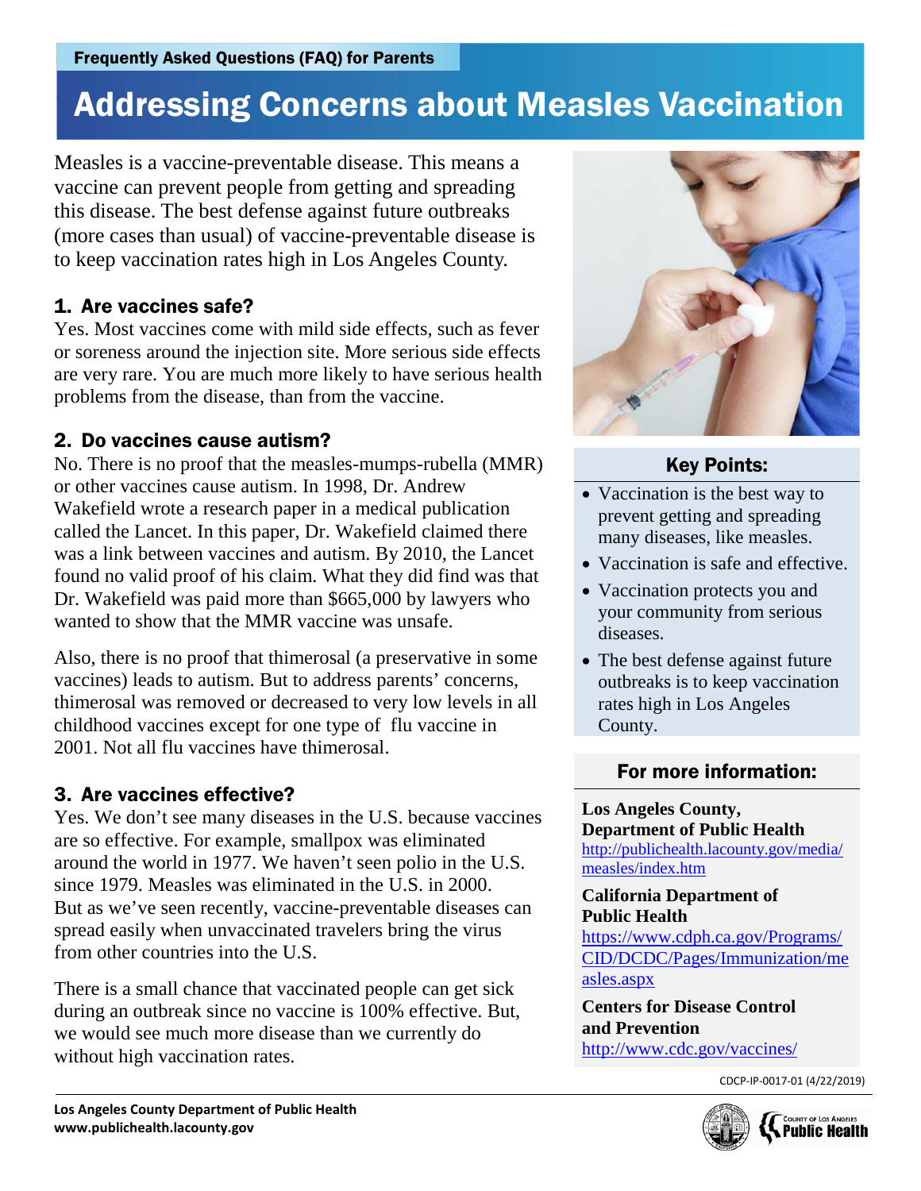Frequently Asked Questions (FAQ) for Parents

# Addressing Concerns about Measles Vaccination

Measles is a vaccine-preventable disease. This means a vaccine can prevent people from getting and spreading this disease. The best defense against future outbreaks (more cases than usual) of vaccine-preventable disease is to keep vaccination rates high in Los Angeles County.

### 1. Are vaccines safe?

Yes. Most vaccines come with mild side effects, such as fever or soreness around the injection site. More serious side effects are very rare. You are much more likely to have serious health problems from the disease, than from the vaccine.

### 2. Do vaccines cause autism?

No. There is no proof that the measles-mumps-rubella (MMR) or other vaccines cause autism. In 1998, Dr. Andrew Wakefield wrote a research paper in a medical publication called the Lancet. In this paper, Dr. Wakefield claimed there was a link between vaccines and autism. By 2010, the Lancet found no valid proof of his claim. What they did find was that Dr. Wakefield was paid more than $665,000 by lawyers who wanted to show that the MMR vaccine was unsafe.

Also, there is no proof that thimerosal (a preservative in some vaccines) leads to autism. But to address parents' concerns, thimerosal was removed or decreased to very low levels in all childhood vaccines except for one type of flu vaccine in 2001. Not all flu vaccines have thimerosal.

### 3. Are vaccines effective?

Yes. We don't see many diseases in the U.S. because vaccines are so effective. For example, smallpox was eliminated around the world in 1977. We haven't seen polio in the U.S. since 1979. Measles was eliminated in the U.S. in 2000. But as we've seen recently, vaccine-preventable diseases can spread easily when unvaccinated travelers bring the virus from other countries into the U.S.

There is a small chance that vaccinated people can get sick during an outbreak since no vaccine is 100% effective. But, we would see much more disease than we currently do without high vaccination rates.

### Key Points:

- Vaccination is the best way to prevent getting and spreading many diseases, like measles.
- Vaccination is safe and effective.
- Vaccination protects you and your community from serious diseases.
- The best defense against future outbreaks is to keep vaccination rates high in Los Angeles County.

### For more information:

**Los Angeles County, Department of Public Health**
http://publichealth.lacounty.gov/media/measles/index.htm

**California Department of Public Health**
https://www.cdph.ca.gov/Programs/CID/DCDC/Pages/Immunization/measles.aspx

**Centers for Disease Control and Prevention**
http://www.cdc.gov/vaccines/

CDCP-IP-0017-01 (4/22/2019)

**Los Angeles County Department of Public Health**
**www.publichealth.lacounty.gov**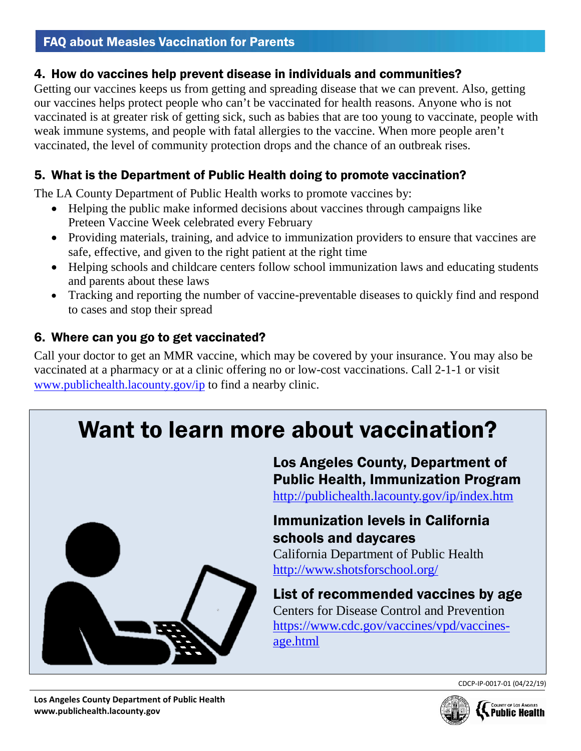## FAQ about Measles Vaccination for Parents

### 4. How do vaccines help prevent disease in individuals and communities?

Getting our vaccines keeps us from getting and spreading disease that we can prevent. Also, getting our vaccines helps protect people who can't be vaccinated for health reasons. Anyone who is not vaccinated is at greater risk of getting sick, such as babies that are too young to vaccinate, people with weak immune systems, and people with fatal allergies to the vaccine. When more people aren't vaccinated, the level of community protection drops and the chance of an outbreak rises.

### 5. What is the Department of Public Health doing to promote vaccination?

The LA County Department of Public Health works to promote vaccines by:

- Helping the public make informed decisions about vaccines through campaigns like Preteen Vaccine Week celebrated every February
- Providing materials, training, and advice to immunization providers to ensure that vaccines are safe, effective, and given to the right patient at the right time
- Helping schools and childcare centers follow school immunization laws and educating students and parents about these laws
- Tracking and reporting the number of vaccine-preventable diseases to quickly find and respond to cases and stop their spread

### 6. Where can you go to get vaccinated?

Call your doctor to get an MMR vaccine, which may be covered by your insurance. You may also be vaccinated at a pharmacy or at a clinic offering no or low-cost vaccinations. Call 2-1-1 or visit www.publichealth.lacounty.gov/ip to find a nearby clinic.

## Want to learn more about vaccination?

**Los Angeles County, Department of Public Health, Immunization Program**
http://publichealth.lacounty.gov/ip/index.htm

**Immunization levels in California schools and daycares**
California Department of Public Health
http://www.shotsforschool.org/

**List of recommended vaccines by age**
Centers for Disease Control and Prevention
https://www.cdc.gov/vaccines/vpd/vaccines-age.html

CDCP-IP-0017-01 (04/22/19)

**Los Angeles County Department of Public Health**
**www.publichealth.lacounty.gov**